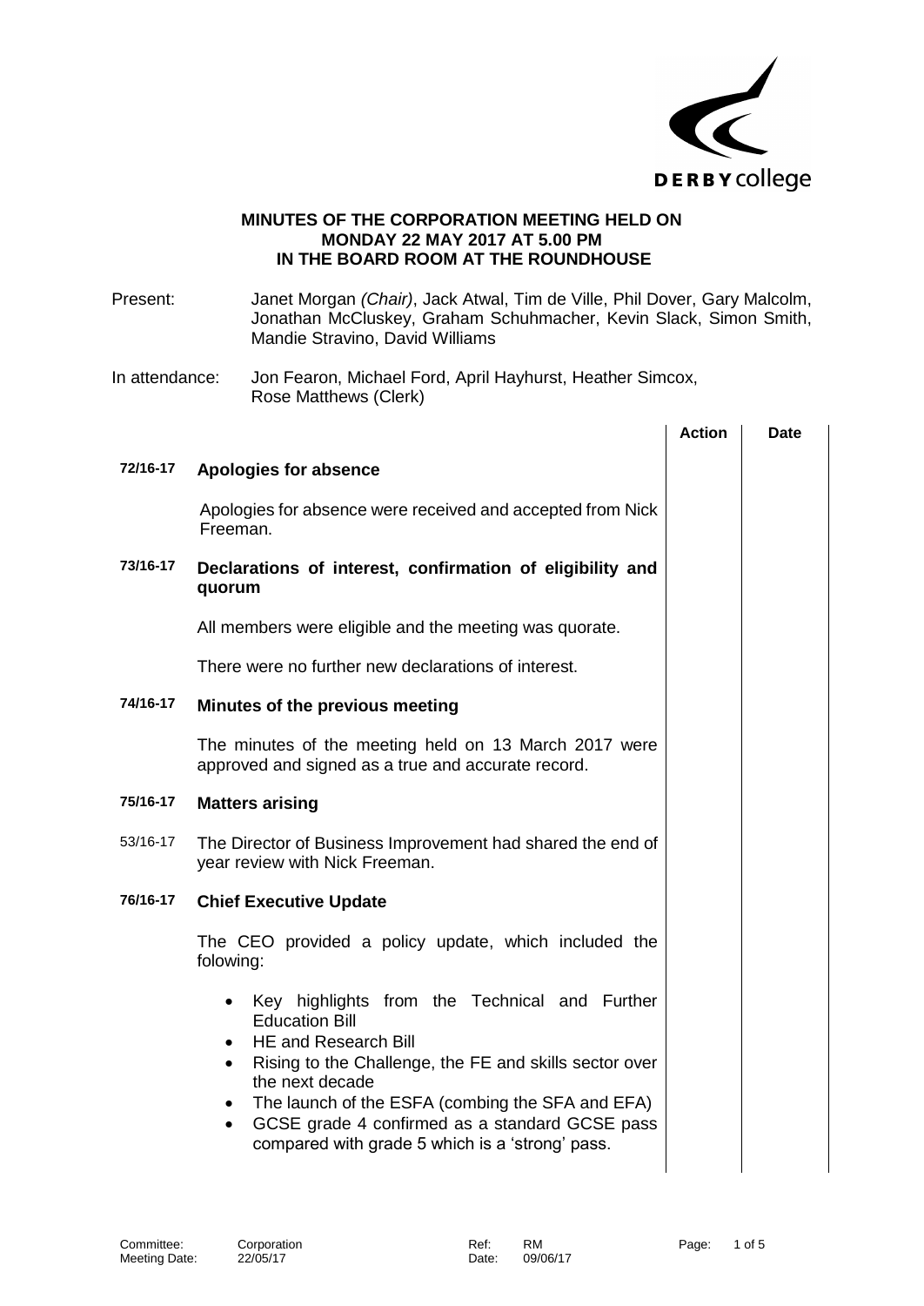# MINUTES OF THE CORPORATION MEETING HELD ON MONDAY 22 MAY 2017 AT 5.00 PM IN THE BOARD ROOM AT THE ROUNDHOUSE

Present: Janet Morgan *(Chair)*, Jack Atwal, Tim de Ville, Phil Dover, Gary Malcolm, Jonathan McCluskey, Graham Schuhmacher, Kevin Slack, Simon Smith, Mandie Stravino, David Williams

In attendance: Jon Fearon, Michael Ford, April Hayhurst, Heather Simcox, Rose Matthews (Clerk)

| | | Action | Date |
|---|---|---|---|
| **72/16-17** | **Apologies for absence** | | |
| | Apologies for absence were received and accepted from Nick Freeman. | | |
| **73/16-17** | **Declarations of interest, confirmation of eligibility and quorum** | | |
| | All members were eligible and the meeting was quorate. | | |
| | There were no further new declarations of interest. | | |
| **74/16-17** | **Minutes of the previous meeting** | | |
| | The minutes of the meeting held on 13 March 2017 were approved and signed as a true and accurate record. | | |
| **75/16-17** | **Matters arising** | | |
| 53/16-17 | The Director of Business Improvement had shared the end of year review with Nick Freeman. | | |
| **76/16-17** | **Chief Executive Update** | | |
| | The CEO provided a policy update, which included the folowing: | | |
| | • Key highlights from the Technical and Further Education Bill<br>• HE and Research Bill<br>• Rising to the Challenge, the FE and skills sector over the next decade<br>• The launch of the ESFA (combing the SFA and EFA)<br>• GCSE grade 4 confirmed as a standard GCSE pass compared with grade 5 which is a 'strong' pass. | | |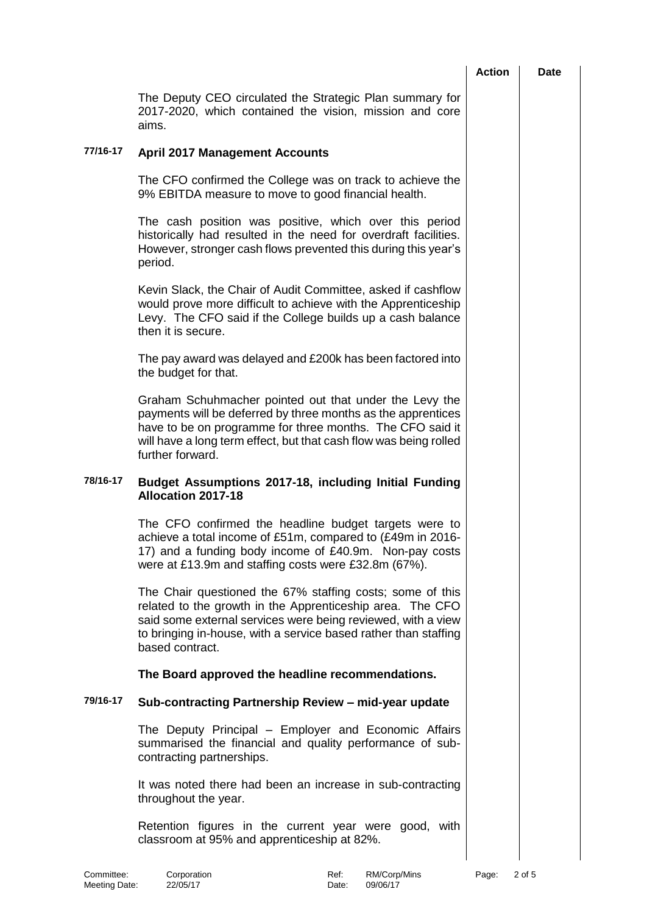The Deputy CEO circulated the Strategic Plan summary for 2017-2020, which contained the vision, mission and core aims.

**77/16-17 April 2017 Management Accounts**

The CFO confirmed the College was on track to achieve the 9% EBITDA measure to move to good financial health.

The cash position was positive, which over this period historically had resulted in the need for overdraft facilities. However, stronger cash flows prevented this during this year's period.

Kevin Slack, the Chair of Audit Committee, asked if cashflow would prove more difficult to achieve with the Apprenticeship Levy. The CFO said if the College builds up a cash balance then it is secure.

The pay award was delayed and £200k has been factored into the budget for that.

Graham Schuhmacher pointed out that under the Levy the payments will be deferred by three months as the apprentices have to be on programme for three months. The CFO said it will have a long term effect, but that cash flow was being rolled further forward.

**78/16-17 Budget Assumptions 2017-18, including Initial Funding Allocation 2017-18**

The CFO confirmed the headline budget targets were to achieve a total income of £51m, compared to (£49m in 2016-17) and a funding body income of £40.9m. Non-pay costs were at £13.9m and staffing costs were £32.8m (67%).

The Chair questioned the 67% staffing costs; some of this related to the growth in the Apprenticeship area. The CFO said some external services were being reviewed, with a view to bringing in-house, with a service based rather than staffing based contract.

**The Board approved the headline recommendations.**

**79/16-17 Sub-contracting Partnership Review – mid-year update**

The Deputy Principal – Employer and Economic Affairs summarised the financial and quality performance of sub-contracting partnerships.

It was noted there had been an increase in sub-contracting throughout the year.

Retention figures in the current year were good, with classroom at 95% and apprenticeship at 82%.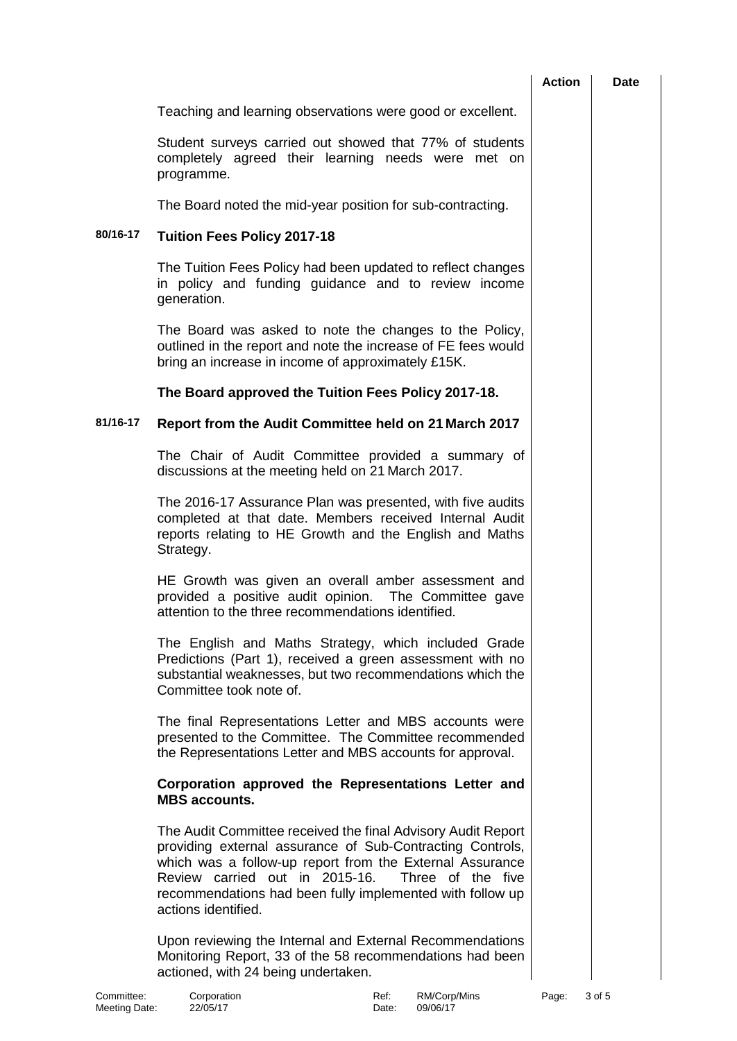| | | Action | Date |
|---|---|---|---|
| | Teaching and learning observations were good or excellent. | | |
| | Student surveys carried out showed that 77% of students completely agreed their learning needs were met on programme. | | |
| | The Board noted the mid-year position for sub-contracting. | | |
| **80/16-17** | **Tuition Fees Policy 2017-18** | | |
| | The Tuition Fees Policy had been updated to reflect changes in policy and funding guidance and to review income generation. | | |
| | The Board was asked to note the changes to the Policy, outlined in the report and note the increase of FE fees would bring an increase in income of approximately £15K. | | |
| | **The Board approved the Tuition Fees Policy 2017-18.** | | |
| **81/16-17** | **Report from the Audit Committee held on 21 March 2017** | | |
| | The Chair of Audit Committee provided a summary of discussions at the meeting held on 21 March 2017. | | |
| | The 2016-17 Assurance Plan was presented, with five audits completed at that date. Members received Internal Audit reports relating to HE Growth and the English and Maths Strategy. | | |
| | HE Growth was given an overall amber assessment and provided a positive audit opinion. The Committee gave attention to the three recommendations identified. | | |
| | The English and Maths Strategy, which included Grade Predictions (Part 1), received a green assessment with no substantial weaknesses, but two recommendations which the Committee took note of. | | |
| | The final Representations Letter and MBS accounts were presented to the Committee. The Committee recommended the Representations Letter and MBS accounts for approval. | | |
| | **Corporation approved the Representations Letter and MBS accounts.** | | |
| | The Audit Committee received the final Advisory Audit Report providing external assurance of Sub-Contracting Controls, which was a follow-up report from the External Assurance Review carried out in 2015-16. Three of the five recommendations had been fully implemented with follow up actions identified. | | |
| | Upon reviewing the Internal and External Recommendations Monitoring Report, 33 of the 58 recommendations had been actioned, with 24 being undertaken. | | |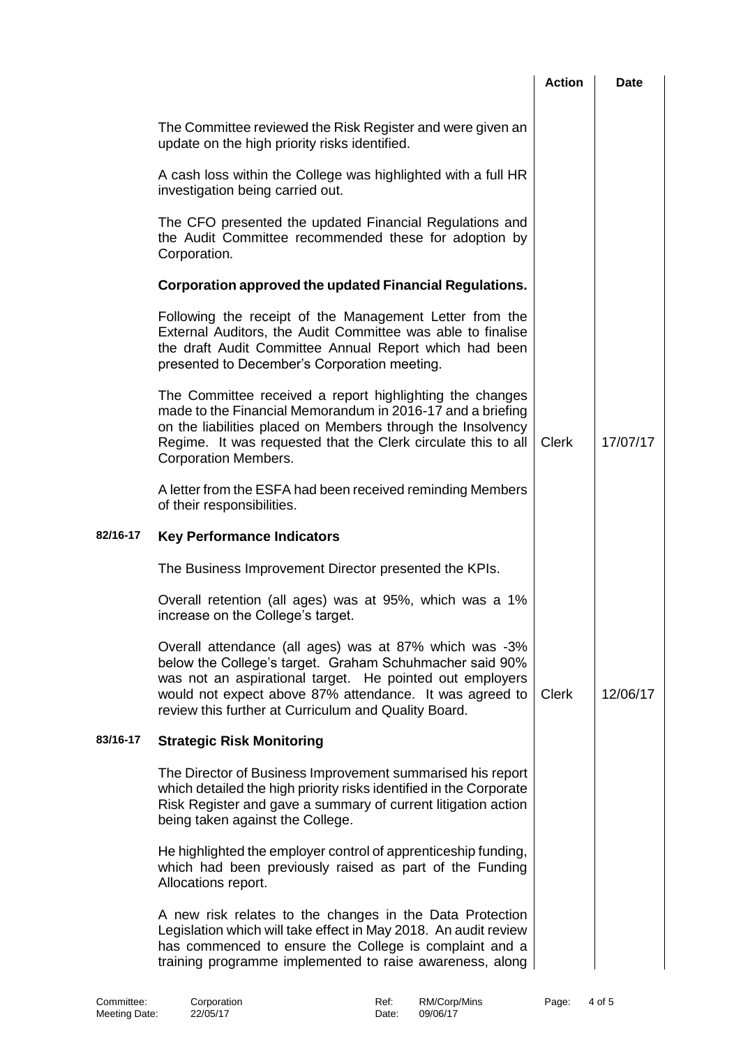| | | Action | Date |
|---|---|---|---|
| | The Committee reviewed the Risk Register and were given an update on the high priority risks identified. | | |
| | A cash loss within the College was highlighted with a full HR investigation being carried out. | | |
| | The CFO presented the updated Financial Regulations and the Audit Committee recommended these for adoption by Corporation. | | |
| | **Corporation approved the updated Financial Regulations.** | | |
| | Following the receipt of the Management Letter from the External Auditors, the Audit Committee was able to finalise the draft Audit Committee Annual Report which had been presented to December's Corporation meeting. | | |
| | The Committee received a report highlighting the changes made to the Financial Memorandum in 2016-17 and a briefing on the liabilities placed on Members through the Insolvency Regime. It was requested that the Clerk circulate this to all Corporation Members. | Clerk | 17/07/17 |
| | A letter from the ESFA had been received reminding Members of their responsibilities. | | |
| **82/16-17** | **Key Performance Indicators** | | |
| | The Business Improvement Director presented the KPIs. | | |
| | Overall retention (all ages) was at 95%, which was a 1% increase on the College's target. | | |
| | Overall attendance (all ages) was at 87% which was -3% below the College's target. Graham Schuhmacher said 90% was not an aspirational target. He pointed out employers would not expect above 87% attendance. It was agreed to review this further at Curriculum and Quality Board. | Clerk | 12/06/17 |
| **83/16-17** | **Strategic Risk Monitoring** | | |
| | The Director of Business Improvement summarised his report which detailed the high priority risks identified in the Corporate Risk Register and gave a summary of current litigation action being taken against the College. | | |
| | He highlighted the employer control of apprenticeship funding, which had been previously raised as part of the Funding Allocations report. | | |
| | A new risk relates to the changes in the Data Protection Legislation which will take effect in May 2018. An audit review has commenced to ensure the College is complaint and a training programme implemented to raise awareness, along | | |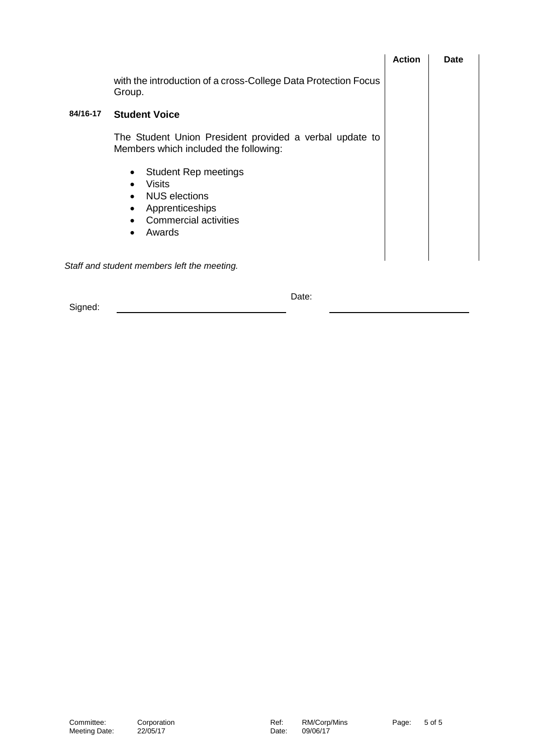| | | Action | Date |
|---|---|---|---|
| | with the introduction of a cross-College Data Protection Focus Group. | | |
| **84/16-17** | **Student Voice** | | |
| | The Student Union President provided a verbal update to Members which included the following:<br><br>• Student Rep meetings<br>• Visits<br>• NUS elections<br>• Apprenticeships<br>• Commercial activities<br>• Awards | | |

*Staff and student members left the meeting.*

Signed: ______________________ Date: ______________________